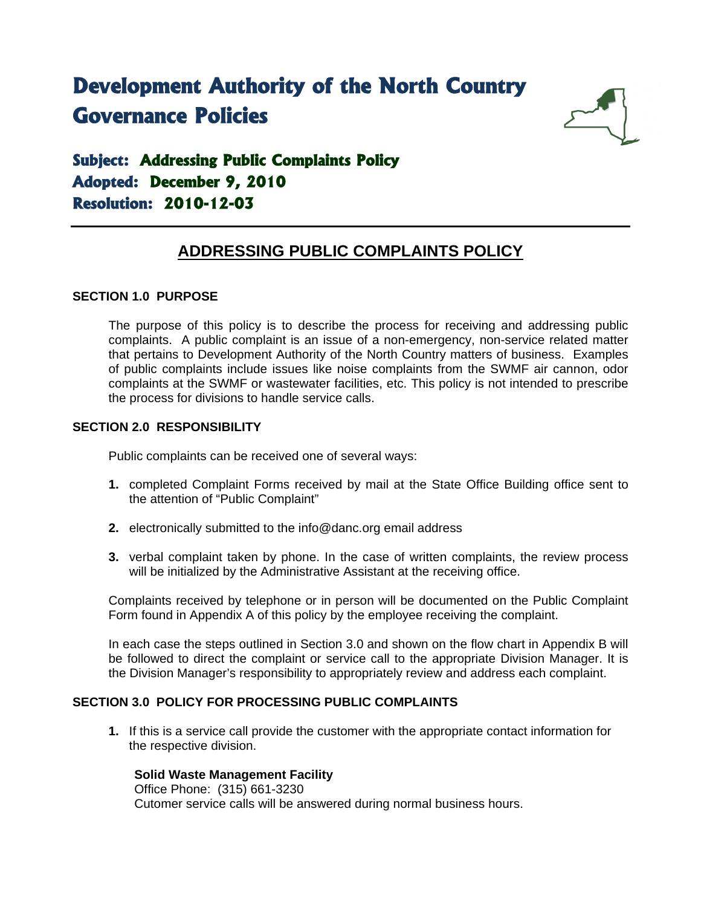# Development Authority of the North Country Governance Policies

**Subject: Addressing Public Complaints Policy**
**Adopted: December 9, 2010**
**Resolution: 2010-12-03**

---

## ADDRESSING PUBLIC COMPLAINTS POLICY

### SECTION 1.0 PURPOSE

The purpose of this policy is to describe the process for receiving and addressing public complaints. A public complaint is an issue of a non-emergency, non-service related matter that pertains to Development Authority of the North Country matters of business. Examples of public complaints include issues like noise complaints from the SWMF air cannon, odor complaints at the SWMF or wastewater facilities, etc. This policy is not intended to prescribe the process for divisions to handle service calls.

### SECTION 2.0 RESPONSIBILITY

Public complaints can be received one of several ways:

1. completed Complaint Forms received by mail at the State Office Building office sent to the attention of "Public Complaint"
2. electronically submitted to the info@danc.org email address
3. verbal complaint taken by phone. In the case of written complaints, the review process will be initialized by the Administrative Assistant at the receiving office.

Complaints received by telephone or in person will be documented on the Public Complaint Form found in Appendix A of this policy by the employee receiving the complaint.

In each case the steps outlined in Section 3.0 and shown on the flow chart in Appendix B will be followed to direct the complaint or service call to the appropriate Division Manager. It is the Division Manager's responsibility to appropriately review and address each complaint.

### SECTION 3.0 POLICY FOR PROCESSING PUBLIC COMPLAINTS

1. If this is a service call provide the customer with the appropriate contact information for the respective division.

   **Solid Waste Management Facility**
   Office Phone: (315) 661-3230
   Cutomer service calls will be answered during normal business hours.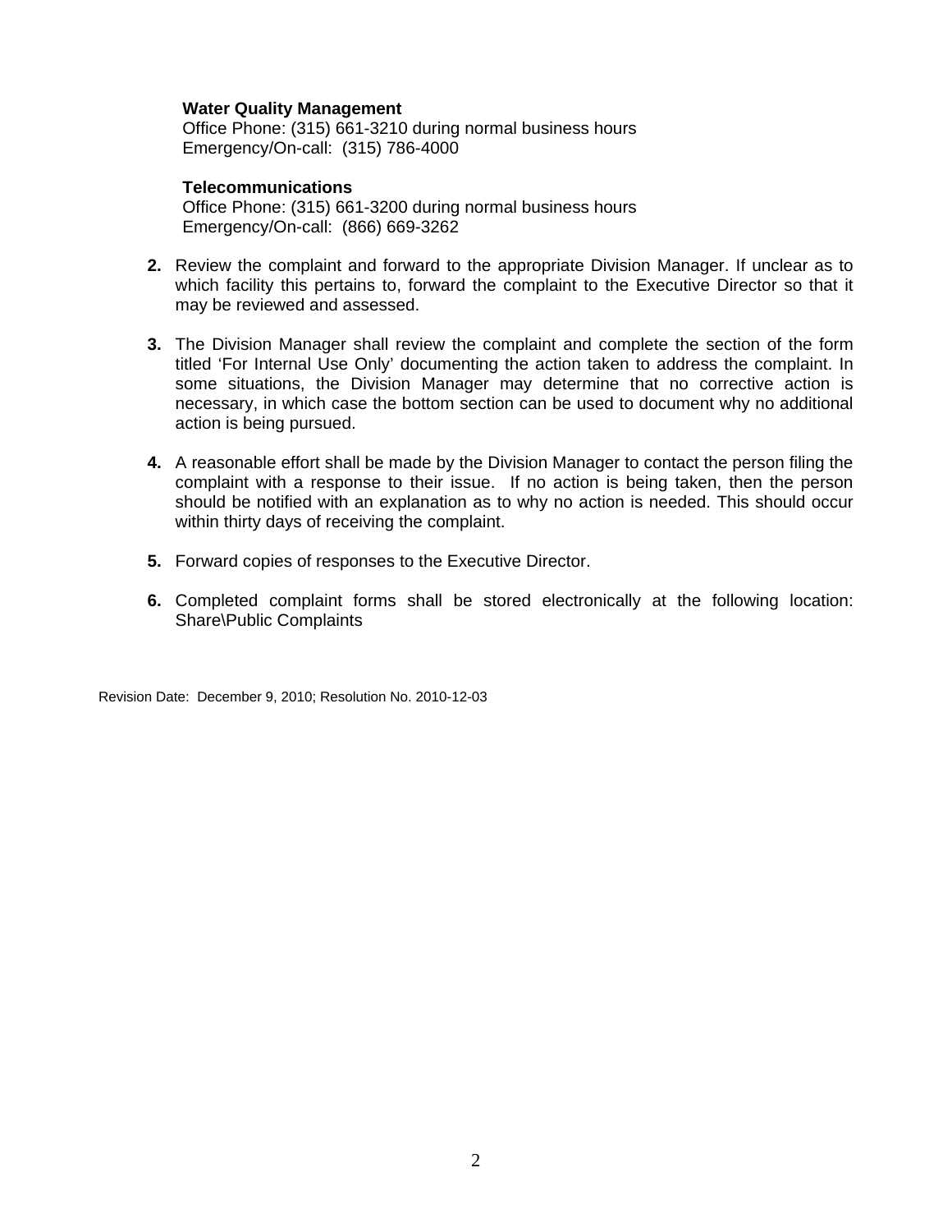**Water Quality Management**
Office Phone: (315) 661-3210 during normal business hours
Emergency/On-call: (315) 786-4000

**Telecommunications**
Office Phone: (315) 661-3200 during normal business hours
Emergency/On-call: (866) 669-3262

2. Review the complaint and forward to the appropriate Division Manager. If unclear as to which facility this pertains to, forward the complaint to the Executive Director so that it may be reviewed and assessed.

3. The Division Manager shall review the complaint and complete the section of the form titled 'For Internal Use Only' documenting the action taken to address the complaint. In some situations, the Division Manager may determine that no corrective action is necessary, in which case the bottom section can be used to document why no additional action is being pursued.

4. A reasonable effort shall be made by the Division Manager to contact the person filing the complaint with a response to their issue. If no action is being taken, then the person should be notified with an explanation as to why no action is needed. This should occur within thirty days of receiving the complaint.

5. Forward copies of responses to the Executive Director.

6. Completed complaint forms shall be stored electronically at the following location: Share\Public Complaints

Revision Date: December 9, 2010; Resolution No. 2010-12-03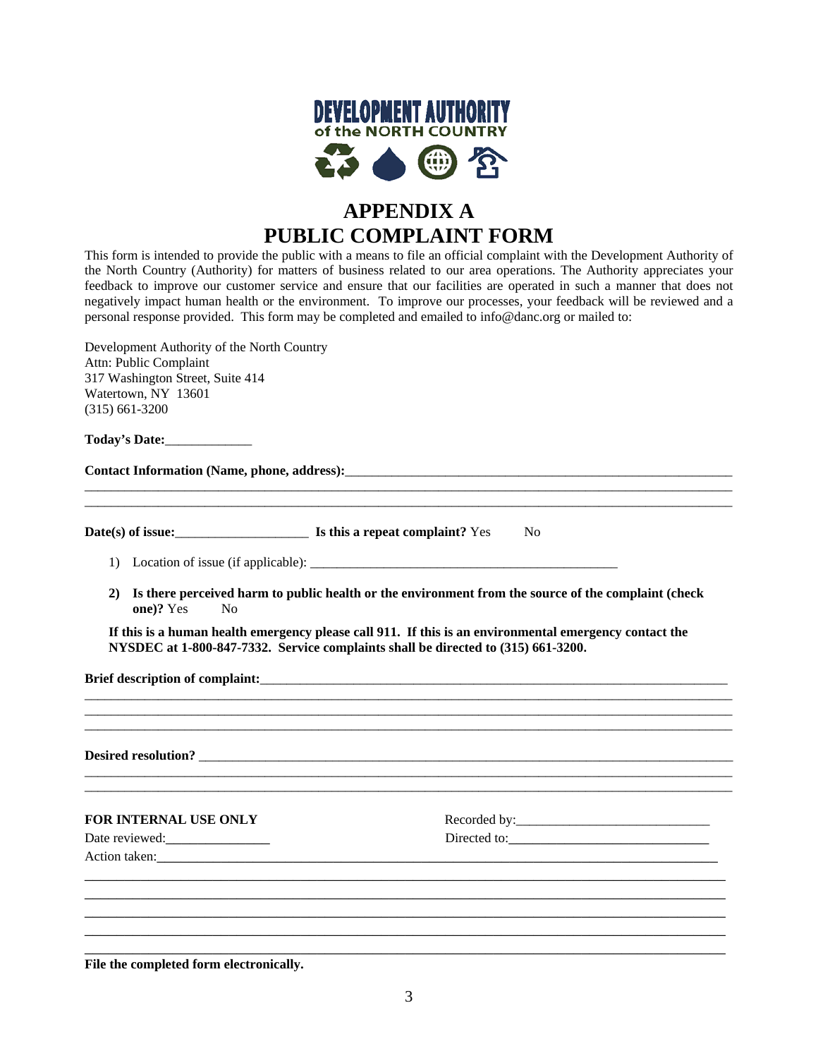DEVELOPMENT AUTHORITY
of the NORTH COUNTRY

# APPENDIX A
# PUBLIC COMPLAINT FORM

This form is intended to provide the public with a means to file an official complaint with the Development Authority of the North Country (Authority) for matters of business related to our area operations. The Authority appreciates your feedback to improve our customer service and ensure that our facilities are operated in such a manner that does not negatively impact human health or the environment. To improve our processes, your feedback will be reviewed and a personal response provided. This form may be completed and emailed to info@danc.org or mailed to:

Development Authority of the North Country
Attn: Public Complaint
317 Washington Street, Suite 414
Watertown, NY 13601
(315) 661-3200

**Today's Date:**_____________

**Contact Information (Name, phone, address):**_______________________________________________________________
_______________________________________________________________________________________________
_______________________________________________________________________________________________

**Date(s) of issue:**____________________ **Is this a repeat complaint?** Yes No

1) Location of issue (if applicable): ________________________________________________

2) **Is there perceived harm to public health or the environment from the source of the complaint (check one)?** Yes No

**If this is a human health emergency please call 911. If this is an environmental emergency contact the NYSDEC at 1-800-847-7332. Service complaints shall be directed to (315) 661-3200.**

**Brief description of complaint:**___________________________________________________________________________
_______________________________________________________________________________________________
_______________________________________________________________________________________________
_______________________________________________________________________________________________

**Desired resolution?** ________________________________________________________________________________
_______________________________________________________________________________________________
_______________________________________________________________________________________________

**FOR INTERNAL USE ONLY**

Recorded by:_____________________________

Date reviewed:________________

Directed to:______________________________

Action taken:________________________________________________________________________________________
_______________________________________________________________________________________________
_______________________________________________________________________________________________
_______________________________________________________________________________________________
_______________________________________________________________________________________________
_______________________________________________________________________________________________

**File the completed form electronically.**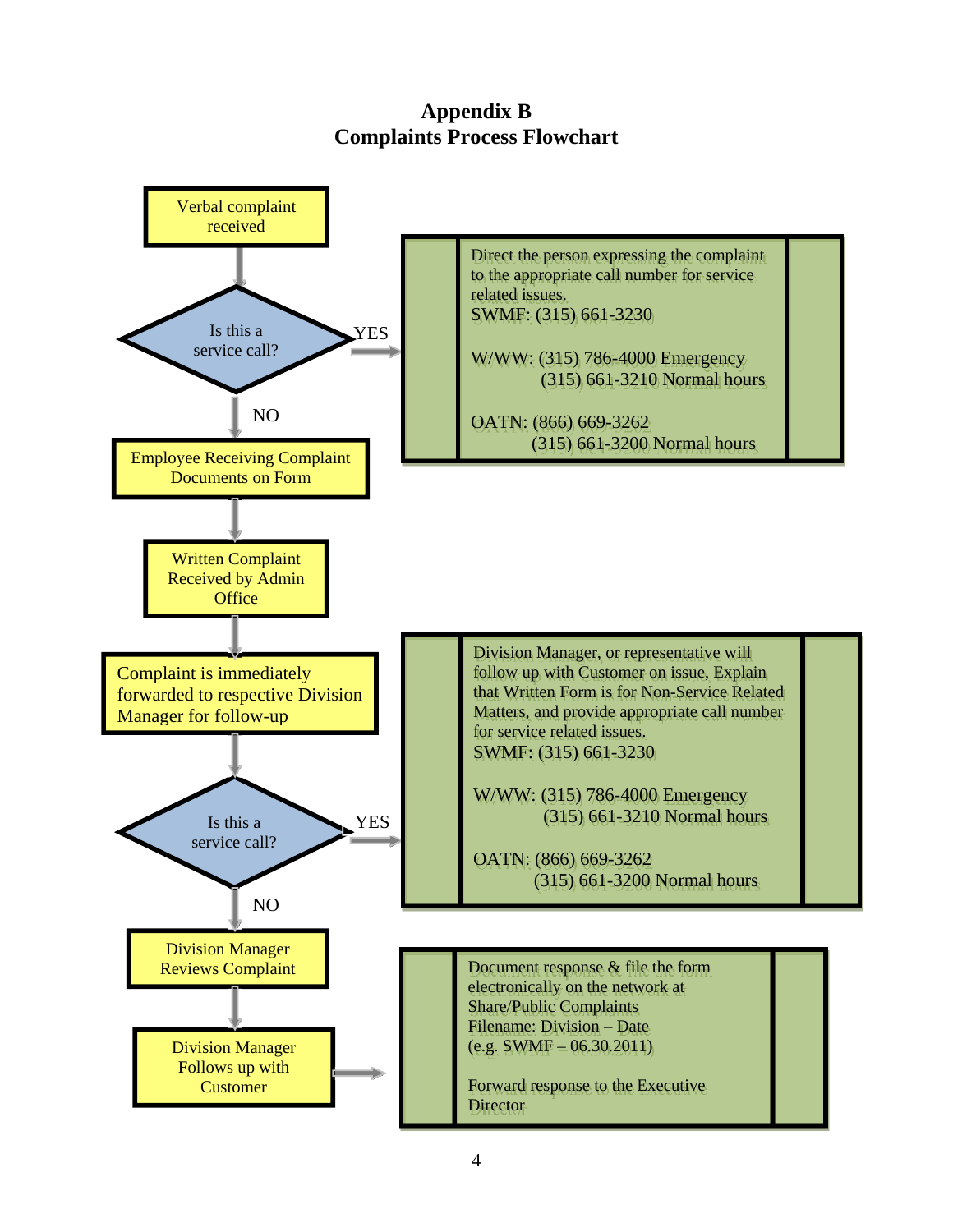# Appendix B
## Complaints Process Flowchart

Verbal complaint received

Is this a service call?

YES

Direct the person expressing the complaint to the appropriate call number for service related issues.
SWMF: (315) 661-3230

W/WW: (315) 786-4000 Emergency
(315) 661-3210 Normal hours

OATN: (866) 669-3262
(315) 661-3200 Normal hours

NO

Employee Receiving Complaint Documents on Form

Written Complaint Received by Admin Office

Complaint is immediately forwarded to respective Division Manager for follow-up

Is this a service call?

YES

Division Manager, or representative will follow up with Customer on issue, Explain that Written Form is for Non-Service Related Matters, and provide appropriate call number for service related issues.
SWMF: (315) 661-3230

W/WW: (315) 786-4000 Emergency
(315) 661-3210 Normal hours

OATN: (866) 669-3262
(315) 661-3200 Normal hours

NO

Division Manager Reviews Complaint

Division Manager Follows up with Customer

Document response & file the form electronically on the network at Share/Public Complaints
Filename: Division – Date
(e.g. SWMF – 06.30.2011)

Forward response to the Executive Director